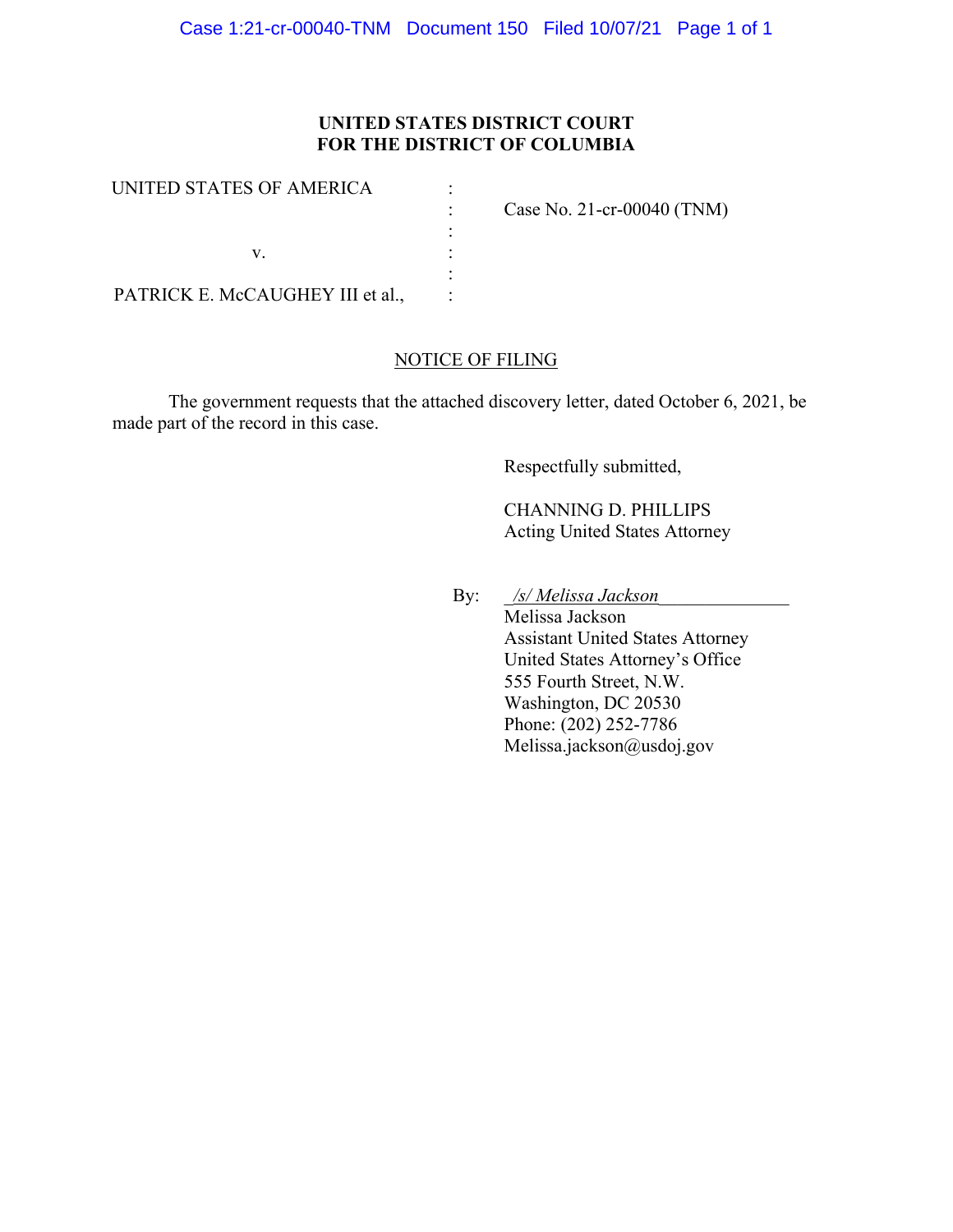**UNITED STATES DISTRICT COURT**
**FOR THE DISTRICT OF COLUMBIA**

| | | |
|---|---|---|
| UNITED STATES OF AMERICA | : | |
| | : | Case No. 21-cr-00040 (TNM) |
| | : | |
| v. | : | |
| | : | |
| PATRICK E. McCAUGHEY III et al., | : | |

NOTICE OF FILING

The government requests that the attached discovery letter, dated October 6, 2021, be made part of the record in this case.

Respectfully submitted,

CHANNING D. PHILLIPS
Acting United States Attorney

By: *\_/s/ Melissa Jackson\_*
Melissa Jackson
Assistant United States Attorney
United States Attorney's Office
555 Fourth Street, N.W.
Washington, DC 20530
Phone: (202) 252-7786
Melissa.jackson@usdoj.gov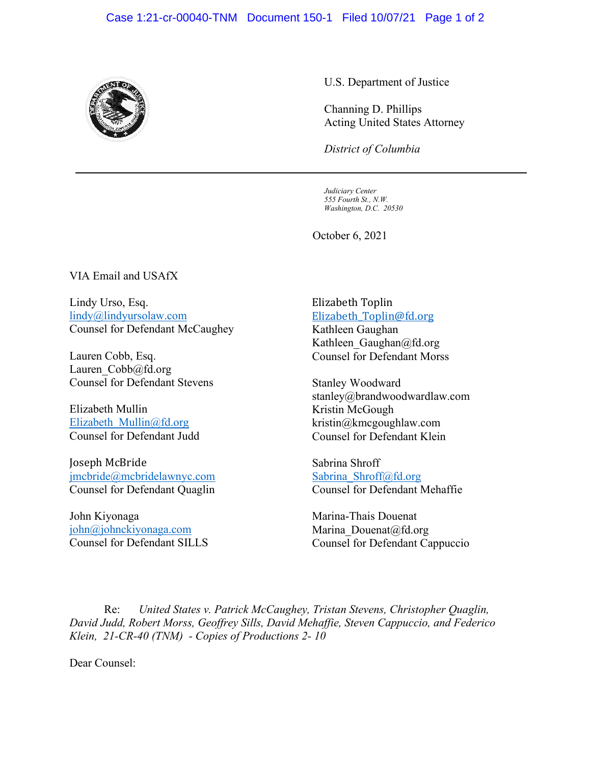U.S. Department of Justice

Channing D. Phillips
Acting United States Attorney

*District of Columbia*

---

*Judiciary Center*
*555 Fourth St., N.W.*
*Washington, D.C. 20530*

October 6, 2021

VIA Email and USAfX

Lindy Urso, Esq.
lindy@lindyursolaw.com
Counsel for Defendant McCaughey

Lauren Cobb, Esq.
Lauren_Cobb@fd.org
Counsel for Defendant Stevens

Elizabeth Mullin
Elizabeth_Mullin@fd.org
Counsel for Defendant Judd

Joseph McBride
jmcbride@mcbridelawnyc.com
Counsel for Defendant Quaglin

John Kiyonaga
john@johnckiyonaga.com
Counsel for Defendant SILLS

Elizabeth Toplin
Elizabeth_Toplin@fd.org
Kathleen Gaughan
Kathleen_Gaughan@fd.org
Counsel for Defendant Morss

Stanley Woodward
stanley@brandwoodwardlaw.com
Kristin McGough
kristin@kmcgoughlaw.com
Counsel for Defendant Klein

Sabrina Shroff
Sabrina_Shroff@fd.org
Counsel for Defendant Mehaffie

Marina-Thais Douenat
Marina_Douenat@fd.org
Counsel for Defendant Cappuccio

Re: *United States v. Patrick McCaughey, Tristan Stevens, Christopher Quaglin, David Judd, Robert Morss, Geoffrey Sills, David Mehaffie, Steven Cappuccio, and Federico Klein, 21-CR-40 (TNM) - Copies of Productions 2- 10*

Dear Counsel: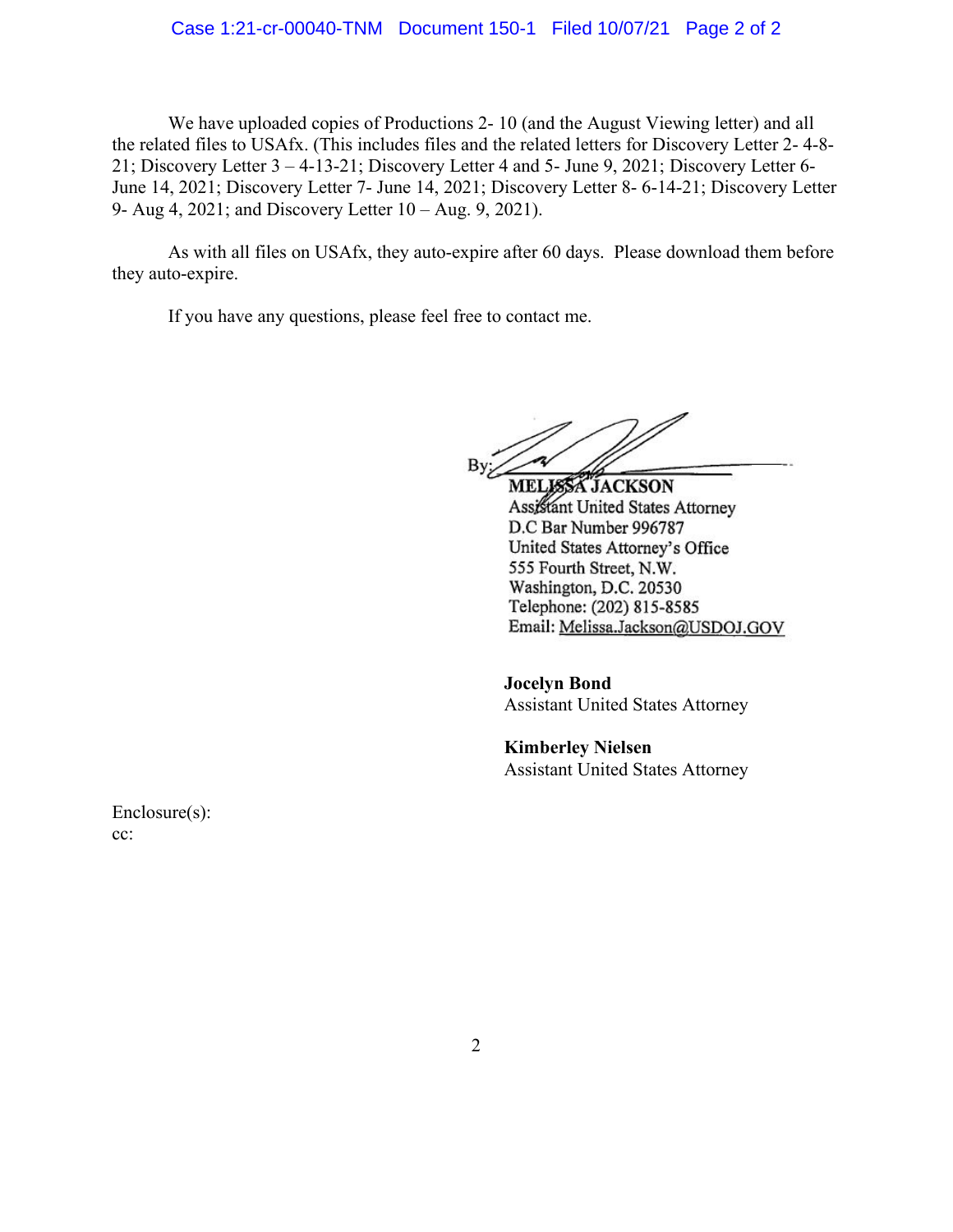We have uploaded copies of Productions 2- 10 (and the August Viewing letter) and all the related files to USAfx. (This includes files and the related letters for Discovery Letter 2- 4-8-21; Discovery Letter 3 – 4-13-21; Discovery Letter 4 and 5- June 9, 2021; Discovery Letter 6- June 14, 2021; Discovery Letter 7- June 14, 2021; Discovery Letter 8- 6-14-21; Discovery Letter 9- Aug 4, 2021; and Discovery Letter 10 – Aug. 9, 2021).

As with all files on USAfx, they auto-expire after 60 days. Please download them before they auto-expire.

If you have any questions, please feel free to contact me.

By: ______________________________
**MELISSA JACKSON**
Assistant United States Attorney
D.C Bar Number 996787
United States Attorney's Office
555 Fourth Street, N.W.
Washington, D.C. 20530
Telephone: (202) 815-8585
Email: Melissa.Jackson@USDOJ.GOV

**Jocelyn Bond**
Assistant United States Attorney

**Kimberley Nielsen**
Assistant United States Attorney

Enclosure(s):
cc: